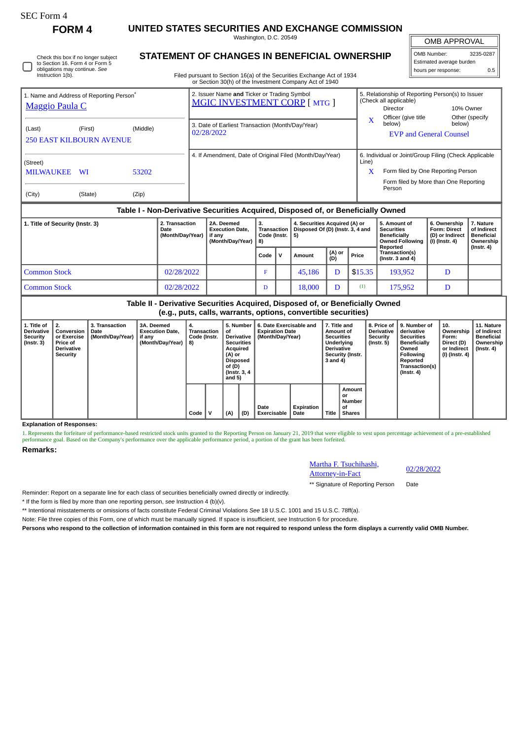SEC Form 4

**FORM 4**

# UNITED STATES SECURITIES AND EXCHANGE COMMISSION

Washington, D.C. 20549

## STATEMENT OF CHANGES IN BENEFICIAL OWNERSHIP

Filed pursuant to Section 16(a) of the Securities Exchange Act of 1934 or Section 30(h) of the Investment Company Act of 1940

| OMB APPROVAL | |
|---|---|
| OMB Number: | 3235-0287 |
| Estimated average burden | |
| hours per response: | 0.5 |

☐ Check this box if no longer subject to Section 16. Form 4 or Form 5 obligations may continue. *See* Instruction 1(b).

**1. Name and Address of Reporting Person***

Maggio Paula C

(Last) (First) (Middle)

250 EAST KILBOURN AVENUE

(Street)

MILWAUKEE WI 53202

(City) (State) (Zip)

**2. Issuer Name and Ticker or Trading Symbol**

MGIC INVESTMENT CORP [ MTG ]

**3. Date of Earliest Transaction (Month/Day/Year)**

02/28/2022

**4. If Amendment, Date of Original Filed (Month/Day/Year)**

**5. Relationship of Reporting Person(s) to Issuer (Check all applicable)**

Director | 10% Owner

X Officer (give title below) | Other (specify below)

EVP and General Counsel

**6. Individual or Joint/Group Filing (Check Applicable Line)**

X Form filed by One Reporting Person

Form filed by More than One Reporting Person

### Table I - Non-Derivative Securities Acquired, Disposed of, or Beneficially Owned

| 1. Title of Security (Instr. 3) | 2. Transaction Date (Month/Day/Year) | 2A. Deemed Execution Date, if any (Month/Day/Year) | 3. Transaction Code (Instr. 8) | | 4. Securities Acquired (A) or Disposed Of (D) (Instr. 3, 4 and 5) | | | 5. Amount of Securities Beneficially Owned Following Reported Transaction(s) (Instr. 3 and 4) | 6. Ownership Form: Direct (D) or Indirect (I) (Instr. 4) | 7. Nature of Indirect Beneficial Ownership (Instr. 4) |
|---|---|---|---|---|---|---|---|---|---|---|
| | | | Code | V | Amount | (A) or (D) | Price | | | |
| Common Stock | 02/28/2022 | | F | | 45,186 | D | $15.35 | 193,952 | D | |
| Common Stock | 02/28/2022 | | D | | 18,000 | D | (1) | 175,952 | D | |

### Table II - Derivative Securities Acquired, Disposed of, or Beneficially Owned (e.g., puts, calls, warrants, options, convertible securities)

| 1. Title of Derivative Security (Instr. 3) | 2. Conversion or Exercise Price of Derivative Security | 3. Transaction Date (Month/Day/Year) | 3A. Deemed Execution Date, if any (Month/Day/Year) | 4. Transaction Code (Instr. 8) | | 5. Number of Derivative Securities Acquired (A) or Disposed of (D) (Instr. 3, 4 and 5) | | 6. Date Exercisable and Expiration Date (Month/Day/Year) | | 7. Title and Amount of Securities Underlying Derivative Security (Instr. 3 and 4) | | 8. Price of Derivative Security (Instr. 5) | 9. Number of derivative Securities Beneficially Owned Following Reported Transaction(s) (Instr. 4) | 10. Ownership Form: Direct (D) or Indirect (I) (Instr. 4) | 11. Nature of Indirect Beneficial Ownership (Instr. 4) |
|---|---|---|---|---|---|---|---|---|---|---|---|---|---|---|---|
| | | | | Code | V | (A) | (D) | Date Exercisable | Expiration Date | Title | Amount or Number of Shares | | | | |

**Explanation of Responses:**

1. Represents the forfeiture of performance-based restricted stock units granted to the Reporting Person on January 21, 2019 that were eligible to vest upon percentage achievement of a pre-established performance goal. Based on the Company's performance over the applicable performance period, a portion of the grant has been forfeited.

**Remarks:**

Martha F. Tsuchihashi, Attorney-in-Fact | 02/28/2022

** Signature of Reporting Person | Date

Reminder: Report on a separate line for each class of securities beneficially owned directly or indirectly.

* If the form is filed by more than one reporting person, *see* Instruction 4 (b)(v).

** Intentional misstatements or omissions of facts constitute Federal Criminal Violations *See* 18 U.S.C. 1001 and 15 U.S.C. 78ff(a).

Note: File three copies of this Form, one of which must be manually signed. If space is insufficient, *see* Instruction 6 for procedure.

**Persons who respond to the collection of information contained in this form are not required to respond unless the form displays a currently valid OMB Number.**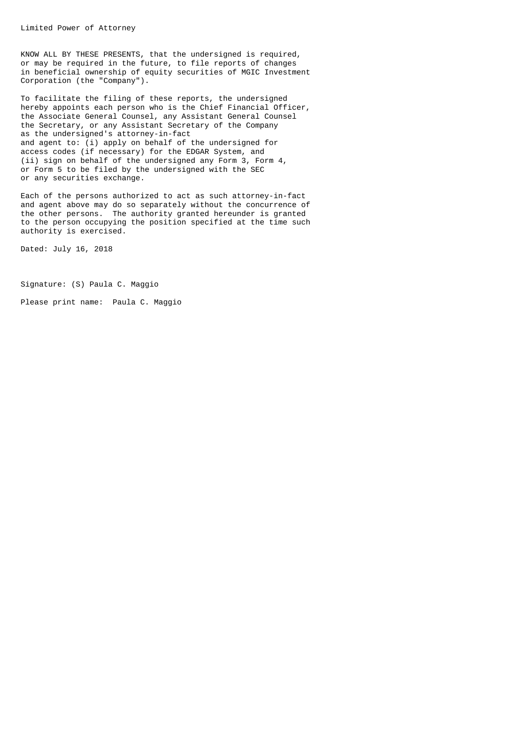Limited Power of Attorney

KNOW ALL BY THESE PRESENTS, that the undersigned is required, or may be required in the future, to file reports of changes in beneficial ownership of equity securities of MGIC Investment Corporation (the "Company").

To facilitate the filing of these reports, the undersigned hereby appoints each person who is the Chief Financial Officer, the Associate General Counsel, any Assistant General Counsel the Secretary, or any Assistant Secretary of the Company as the undersigned's attorney-in-fact and agent to: (i) apply on behalf of the undersigned for access codes (if necessary) for the EDGAR System, and (ii) sign on behalf of the undersigned any Form 3, Form 4, or Form 5 to be filed by the undersigned with the SEC or any securities exchange.

Each of the persons authorized to act as such attorney-in-fact and agent above may do so separately without the concurrence of the other persons. The authority granted hereunder is granted to the person occupying the position specified at the time such authority is exercised.

Dated: July 16, 2018

Signature: (S) Paula C. Maggio

Please print name: Paula C. Maggio